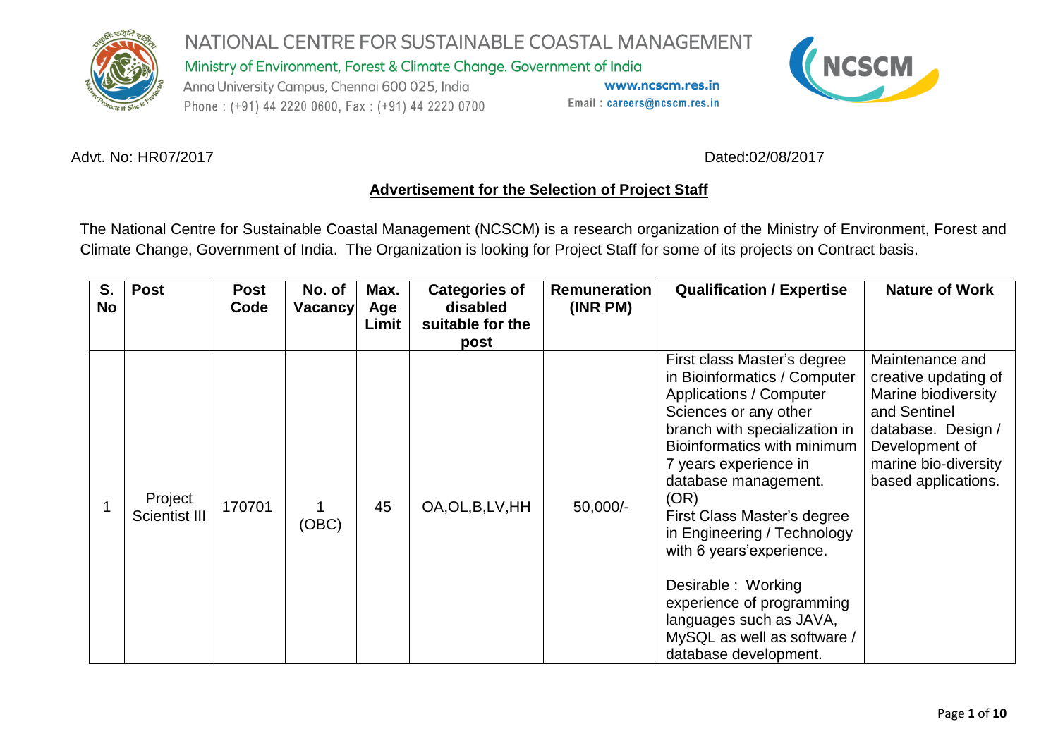# NATIONAL CENTRE FOR SUSTAINABLE COASTAL MANAGEMENT

Ministry of Environment, Forest & Climate Change. Government of India

Anna University Campus, Chennai 600 025, India

Phone : (+91) 44 2220 0600, Fax : (+91) 44 2220 0700

www.ncscm.res.in

Email : careers@ncscm.res.in

Advt. No: HR07/2017 Dated:02/08/2017

## Advertisement for the Selection of Project Staff

The National Centre for Sustainable Coastal Management (NCSCM) is a research organization of the Ministry of Environment, Forest and Climate Change, Government of India. The Organization is looking for Project Staff for some of its projects on Contract basis.

| S. No | Post | Post Code | No. of Vacancy | Max. Age Limit | Categories of disabled suitable for the post | Remuneration (INR PM) | Qualification / Expertise | Nature of Work |
|---|---|---|---|---|---|---|---|---|
| 1 | Project Scientist III | 170701 | 1 (OBC) | 45 | OA,OL,B,LV,HH | 50,000/- | First class Master's degree in Bioinformatics / Computer Applications / Computer Sciences or any other branch with specialization in Bioinformatics with minimum 7 years experience in database management. (OR) First Class Master's degree in Engineering / Technology with 6 years'experience. Desirable : Working experience of programming languages such as JAVA, MySQL as well as software / database development. | Maintenance and creative updating of Marine biodiversity and Sentinel database. Design / Development of marine bio-diversity based applications. |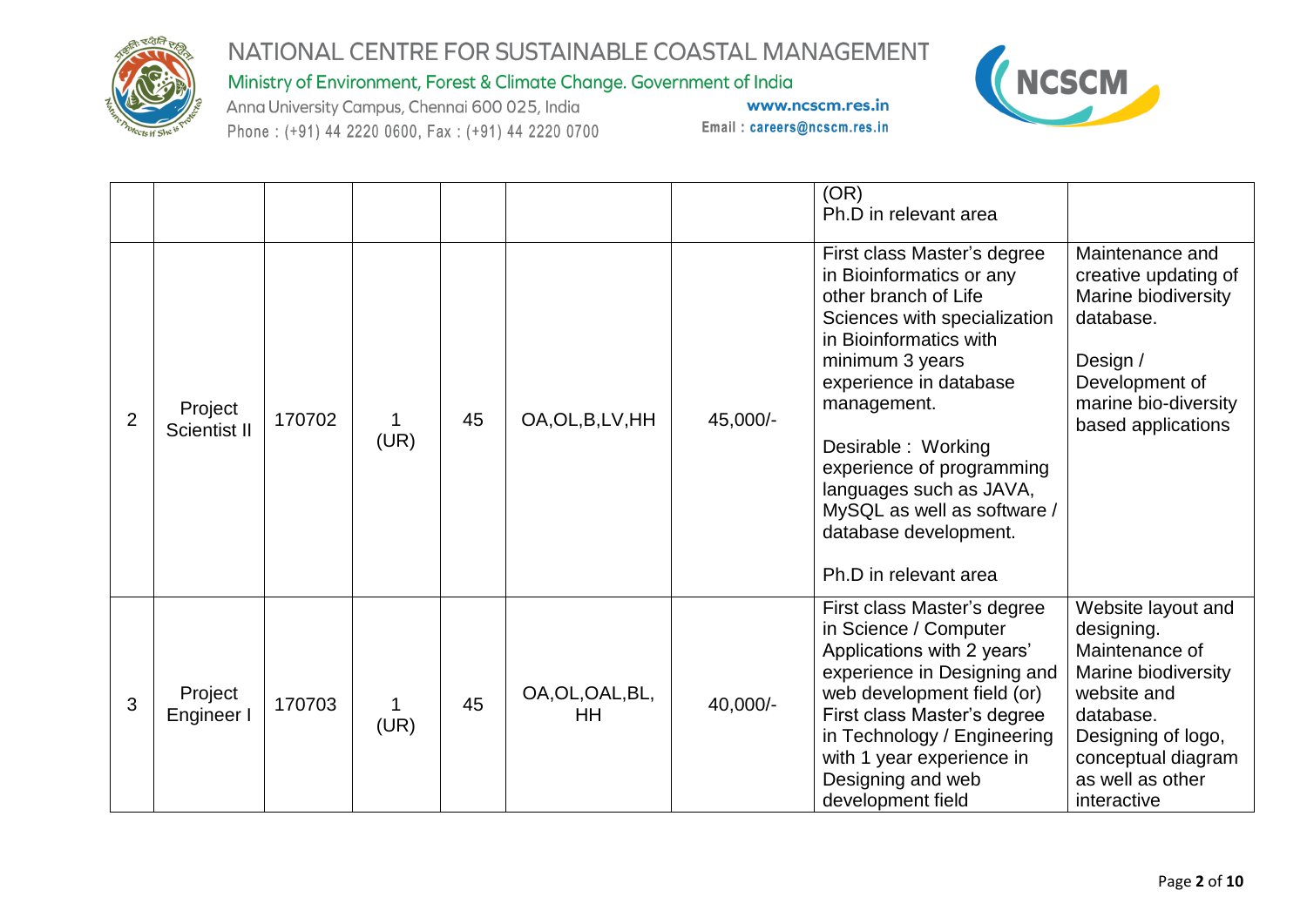| | | | | | | | (OR)<br>Ph.D in relevant area | |
|---|---|---|---|---|---|---|---|---|
| 2 | Project Scientist II | 170702 | 1 (UR) | 45 | OA,OL,B,LV,HH | 45,000/- | First class Master's degree in Bioinformatics or any other branch of Life Sciences with specialization in Bioinformatics with minimum 3 years experience in database management.<br><br>Desirable : Working experience of programming languages such as JAVA, MySQL as well as software / database development.<br><br>Ph.D in relevant area | Maintenance and creative updating of Marine biodiversity database.<br><br>Design / Development of marine bio-diversity based applications |
| 3 | Project Engineer I | 170703 | 1 (UR) | 45 | OA,OL,OAL,BL, HH | 40,000/- | First class Master's degree in Science / Computer Applications with 2 years' experience in Designing and web development field (or) First class Master's degree in Technology / Engineering with 1 year experience in Designing and web development field | Website layout and designing. Maintenance of Marine biodiversity website and database. Designing of logo, conceptual diagram as well as other interactive |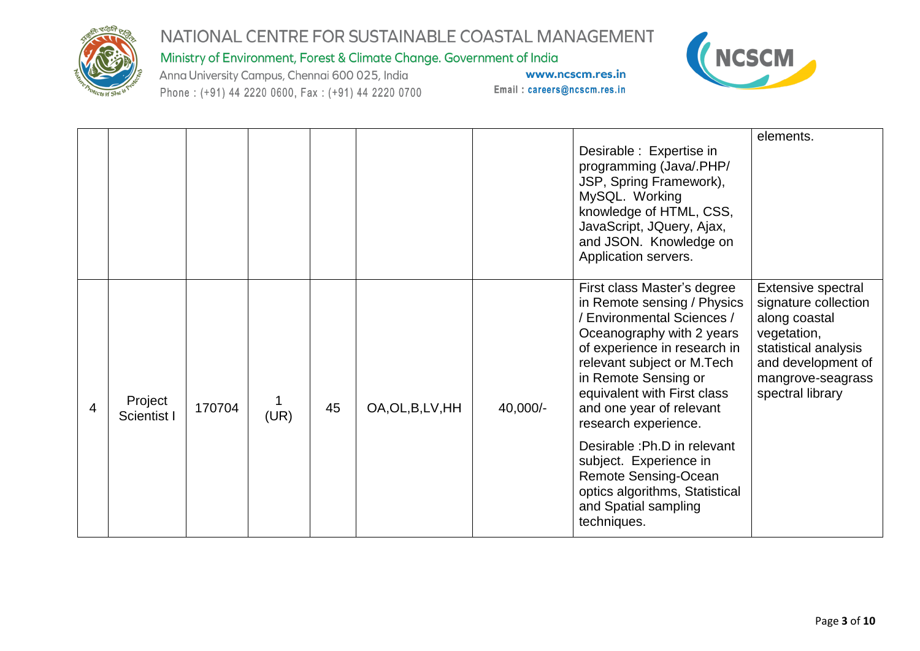|  |  |  |  |  |  |  |  |  |
|---|---|---|---|---|---|---|---|---|
|  |  |  |  |  |  |  | Desirable : Expertise in programming (Java/.PHP/ JSP, Spring Framework), MySQL. Working knowledge of HTML, CSS, JavaScript, JQuery, Ajax, and JSON. Knowledge on Application servers. | elements. |
| 4 | Project Scientist I | 170704 | 1 (UR) | 45 | OA,OL,B,LV,HH | 40,000/- | First class Master's degree in Remote sensing / Physics / Environmental Sciences / Oceanography with 2 years of experience in research in relevant subject or M.Tech in Remote Sensing or equivalent with First class and one year of relevant research experience.<br><br>Desirable :Ph.D in relevant subject. Experience in Remote Sensing-Ocean optics algorithms, Statistical and Spatial sampling techniques. | Extensive spectral signature collection along coastal vegetation, statistical analysis and development of mangrove-seagrass spectral library |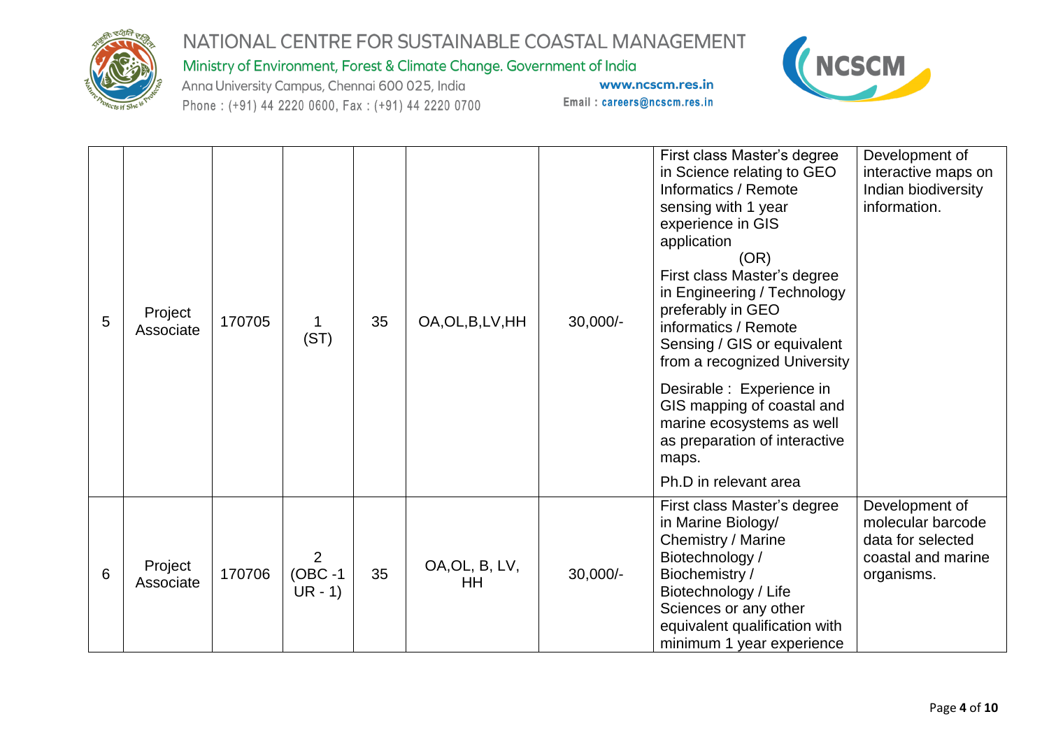| 5 | Project Associate | 170705 | 1 (ST) | 35 | OA,OL,B,LV,HH | 30,000/- | First class Master's degree in Science relating to GEO Informatics / Remote sensing with 1 year experience in GIS application (OR) First class Master's degree in Engineering / Technology preferably in GEO informatics / Remote Sensing / GIS or equivalent from a recognized University<br><br>Desirable : Experience in GIS mapping of coastal and marine ecosystems as well as preparation of interactive maps.<br><br>Ph.D in relevant area | Development of interactive maps on Indian biodiversity information. |
|---|---|---|---|---|---|---|---|---|
| 6 | Project Associate | 170706 | 2 (OBC -1 UR - 1) | 35 | OA,OL, B, LV, HH | 30,000/- | First class Master's degree in Marine Biology/ Chemistry / Marine Biotechnology / Biochemistry / Biotechnology / Life Sciences or any other equivalent qualification with minimum 1 year experience | Development of molecular barcode data for selected coastal and marine organisms. |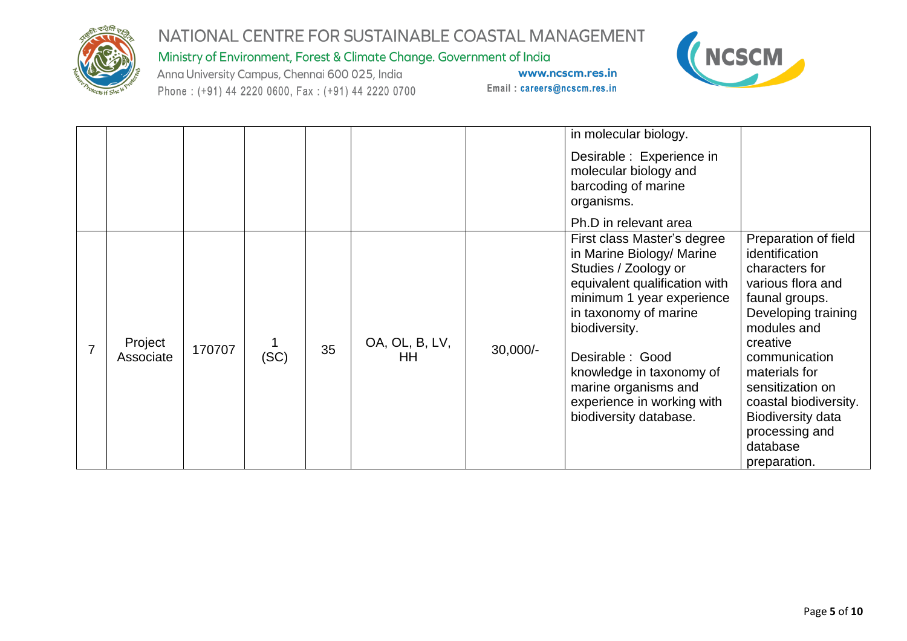| | | | | | | | | |
|---|---|---|---|---|---|---|---|---|
| | | | | | | | in molecular biology.<br><br>Desirable : Experience in molecular biology and barcoding of marine organisms.<br><br>Ph.D in relevant area | |
| 7 | Project Associate | 170707 | 1 (SC) | 35 | OA, OL, B, LV, HH | 30,000/- | First class Master's degree in Marine Biology/ Marine Studies / Zoology or equivalent qualification with minimum 1 year experience in taxonomy of marine biodiversity.<br><br>Desirable : Good knowledge in taxonomy of marine organisms and experience in working with biodiversity database. | Preparation of field identification characters for various flora and faunal groups. Developing training modules and creative communication materials for sensitization on coastal biodiversity. Biodiversity data processing and database preparation. |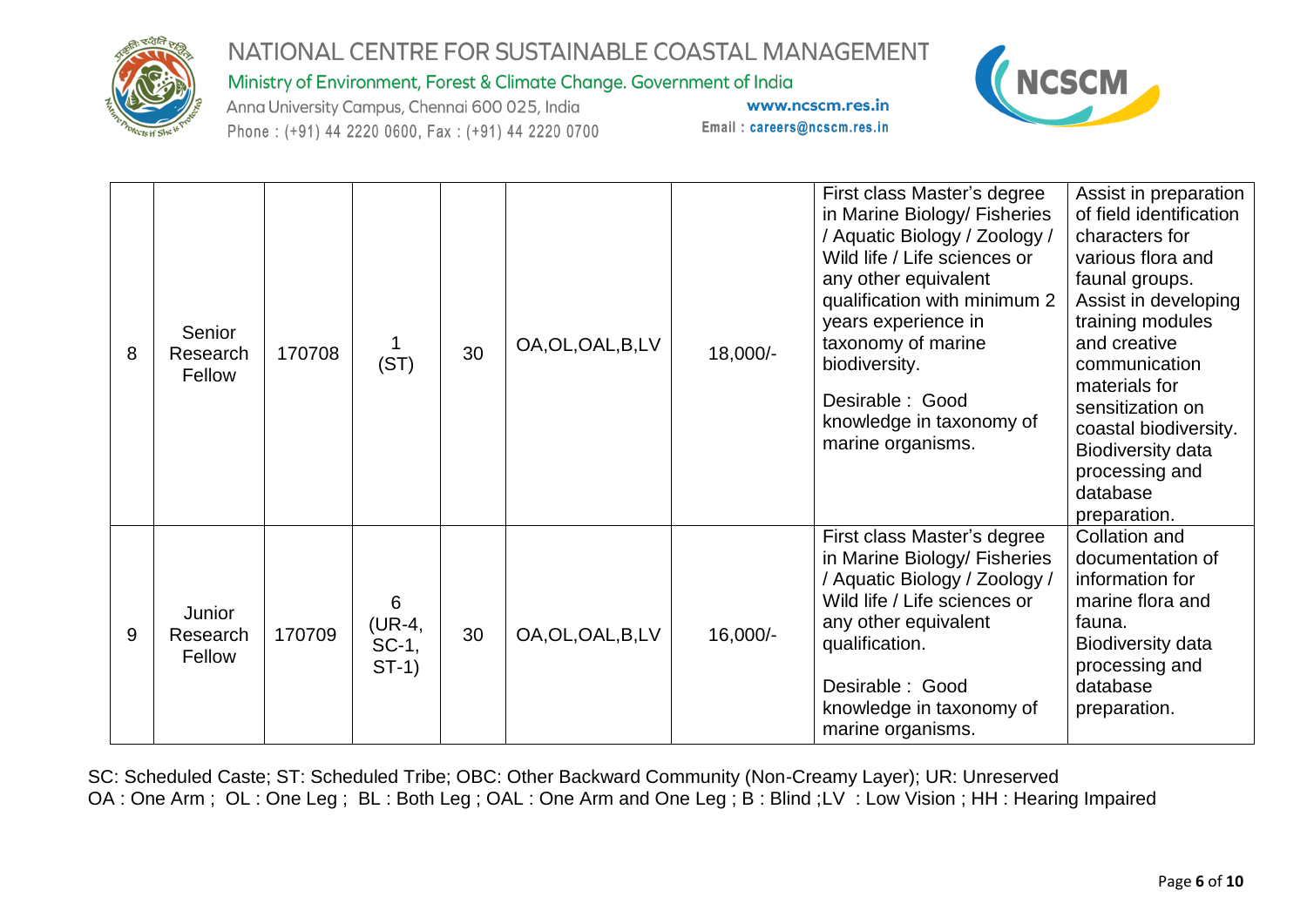| | | | | | | | | |
|---|---|---|---|---|---|---|---|---|
| 8 | Senior Research Fellow | 170708 | 1 (ST) | 30 | OA,OL,OAL,B,LV | 18,000/- | First class Master's degree in Marine Biology/ Fisheries / Aquatic Biology / Zoology / Wild life / Life sciences or any other equivalent qualification with minimum 2 years experience in taxonomy of marine biodiversity.<br><br>Desirable : Good knowledge in taxonomy of marine organisms. | Assist in preparation of field identification characters for various flora and faunal groups. Assist in developing training modules and creative communication materials for sensitization on coastal biodiversity. Biodiversity data processing and database preparation. |
| 9 | Junior Research Fellow | 170709 | 6 (UR-4, SC-1, ST-1) | 30 | OA,OL,OAL,B,LV | 16,000/- | First class Master's degree in Marine Biology/ Fisheries / Aquatic Biology / Zoology / Wild life / Life sciences or any other equivalent qualification.<br><br>Desirable : Good knowledge in taxonomy of marine organisms. | Collation and documentation of information for marine flora and fauna. Biodiversity data processing and database preparation. |

SC: Scheduled Caste; ST: Scheduled Tribe; OBC: Other Backward Community (Non-Creamy Layer); UR: Unreserved
OA : One Arm ; OL : One Leg ; BL : Both Leg ; OAL : One Arm and One Leg ; B : Blind ;LV : Low Vision ; HH : Hearing Impaired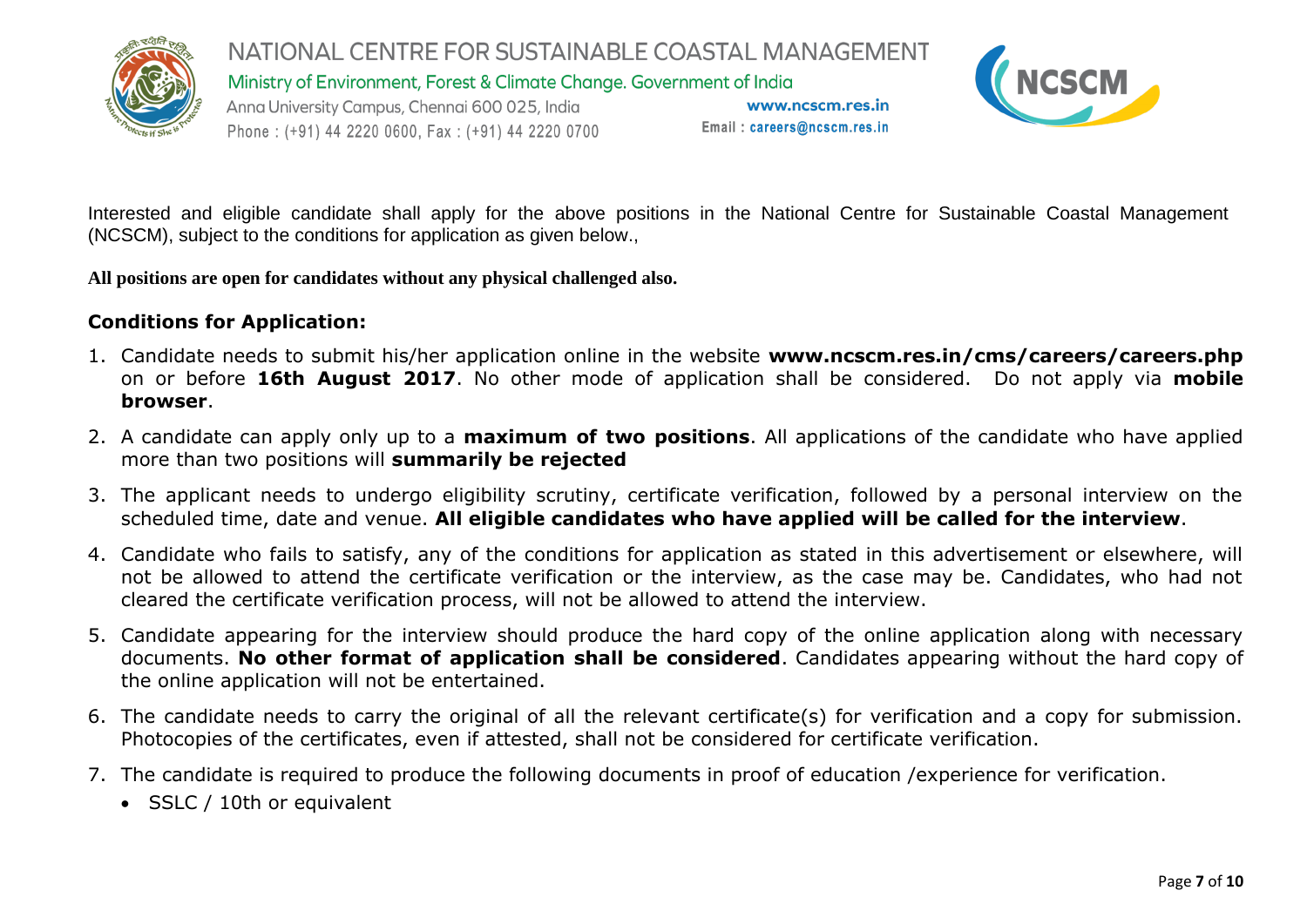Interested and eligible candidate shall apply for the above positions in the National Centre for Sustainable Coastal Management (NCSCM), subject to the conditions for application as given below.,

**All positions are open for candidates without any physical challenged also.**

## Conditions for Application:

1. Candidate needs to submit his/her application online in the website **www.ncscm.res.in/cms/careers/careers.php** on or before **16th August 2017**. No other mode of application shall be considered. Do not apply via **mobile browser**.
2. A candidate can apply only up to a **maximum of two positions**. All applications of the candidate who have applied more than two positions will **summarily be rejected**
3. The applicant needs to undergo eligibility scrutiny, certificate verification, followed by a personal interview on the scheduled time, date and venue. **All eligible candidates who have applied will be called for the interview**.
4. Candidate who fails to satisfy, any of the conditions for application as stated in this advertisement or elsewhere, will not be allowed to attend the certificate verification or the interview, as the case may be. Candidates, who had not cleared the certificate verification process, will not be allowed to attend the interview.
5. Candidate appearing for the interview should produce the hard copy of the online application along with necessary documents. **No other format of application shall be considered**. Candidates appearing without the hard copy of the online application will not be entertained.
6. The candidate needs to carry the original of all the relevant certificate(s) for verification and a copy for submission. Photocopies of the certificates, even if attested, shall not be considered for certificate verification.
7. The candidate is required to produce the following documents in proof of education /experience for verification.
    - SSLC / 10th or equivalent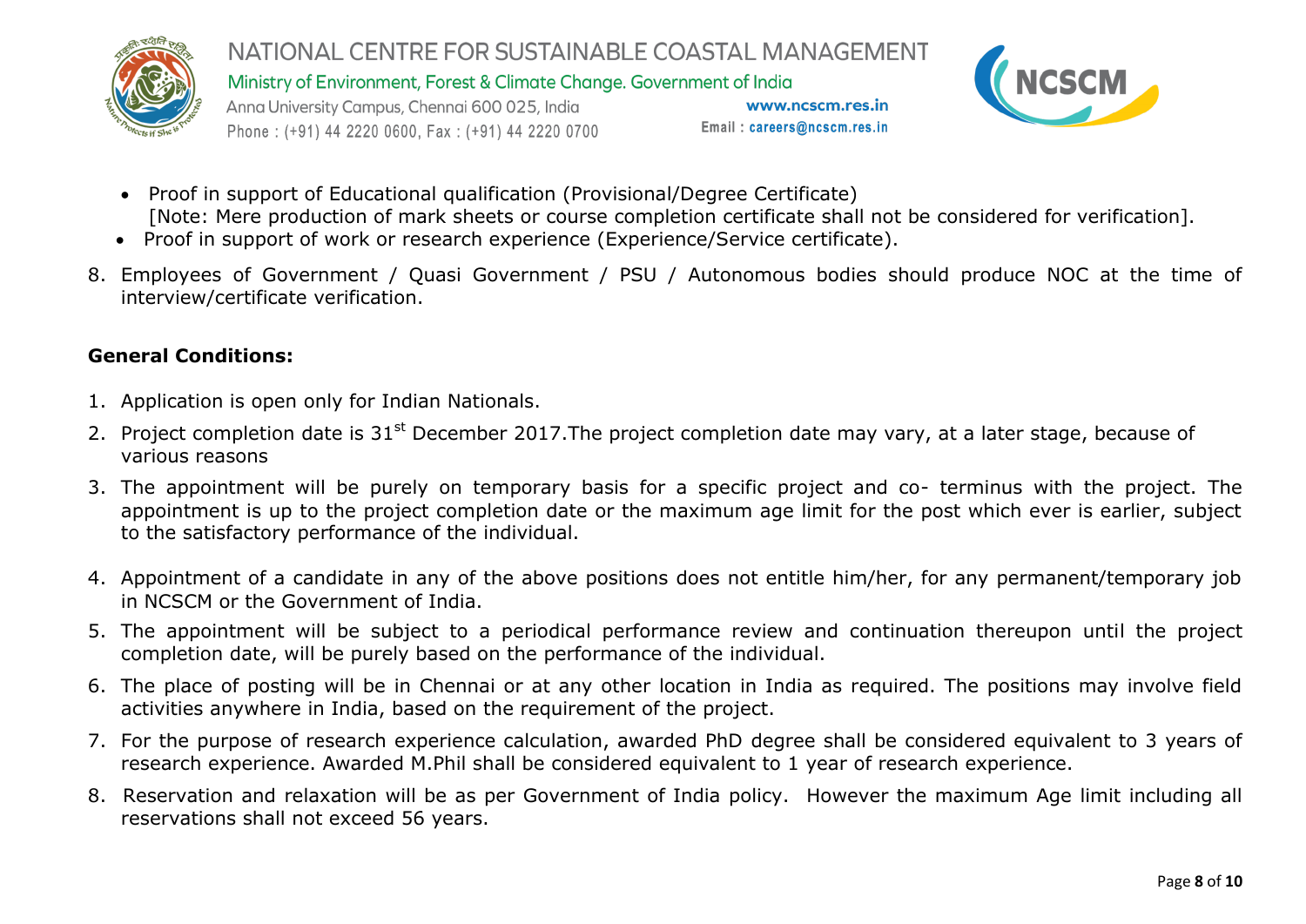- Proof in support of Educational qualification (Provisional/Degree Certificate)
  [Note: Mere production of mark sheets or course completion certificate shall not be considered for verification].
- Proof in support of work or research experience (Experience/Service certificate).

8. Employees of Government / Quasi Government / PSU / Autonomous bodies should produce NOC at the time of interview/certificate verification.

**General Conditions:**

1. Application is open only for Indian Nationals.
2. Project completion date is 31st December 2017.The project completion date may vary, at a later stage, because of various reasons
3. The appointment will be purely on temporary basis for a specific project and co- terminus with the project. The appointment is up to the project completion date or the maximum age limit for the post which ever is earlier, subject to the satisfactory performance of the individual.
4. Appointment of a candidate in any of the above positions does not entitle him/her, for any permanent/temporary job in NCSCM or the Government of India.
5. The appointment will be subject to a periodical performance review and continuation thereupon until the project completion date, will be purely based on the performance of the individual.
6. The place of posting will be in Chennai or at any other location in India as required. The positions may involve field activities anywhere in India, based on the requirement of the project.
7. For the purpose of research experience calculation, awarded PhD degree shall be considered equivalent to 3 years of research experience. Awarded M.Phil shall be considered equivalent to 1 year of research experience.
8. Reservation and relaxation will be as per Government of India policy. However the maximum Age limit including all reservations shall not exceed 56 years.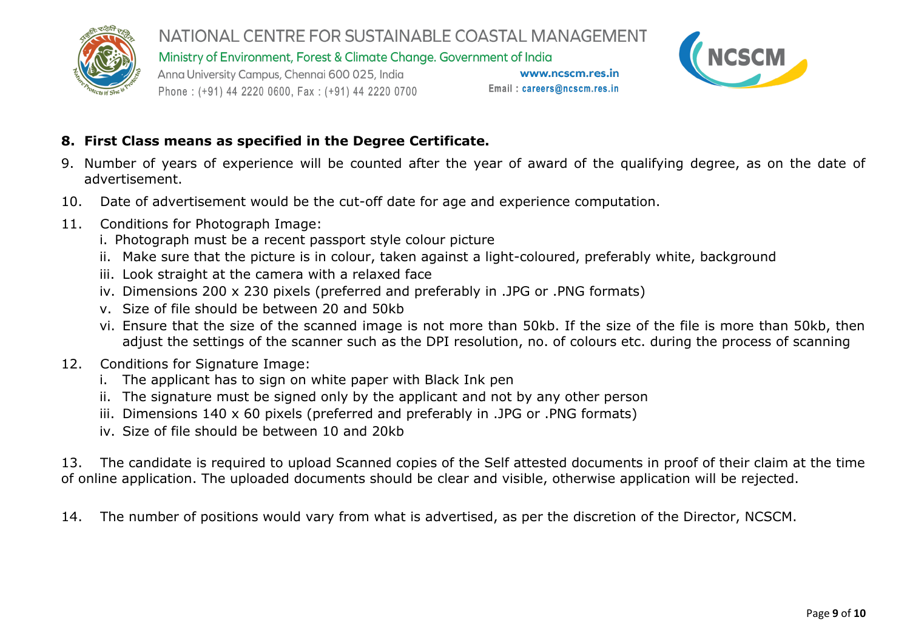8. **First Class means as specified in the Degree Certificate.**
9. Number of years of experience will be counted after the year of award of the qualifying degree, as on the date of advertisement.
10. Date of advertisement would be the cut-off date for age and experience computation.
11. Conditions for Photograph Image:
    - i. Photograph must be a recent passport style colour picture
    - ii. Make sure that the picture is in colour, taken against a light-coloured, preferably white, background
    - iii. Look straight at the camera with a relaxed face
    - iv. Dimensions 200 x 230 pixels (preferred and preferably in .JPG or .PNG formats)
    - v. Size of file should be between 20 and 50kb
    - vi. Ensure that the size of the scanned image is not more than 50kb. If the size of the file is more than 50kb, then adjust the settings of the scanner such as the DPI resolution, no. of colours etc. during the process of scanning
12. Conditions for Signature Image:
    - i. The applicant has to sign on white paper with Black Ink pen
    - ii. The signature must be signed only by the applicant and not by any other person
    - iii. Dimensions 140 x 60 pixels (preferred and preferably in .JPG or .PNG formats)
    - iv. Size of file should be between 10 and 20kb

13. The candidate is required to upload Scanned copies of the Self attested documents in proof of their claim at the time of online application. The uploaded documents should be clear and visible, otherwise application will be rejected.

14. The number of positions would vary from what is advertised, as per the discretion of the Director, NCSCM.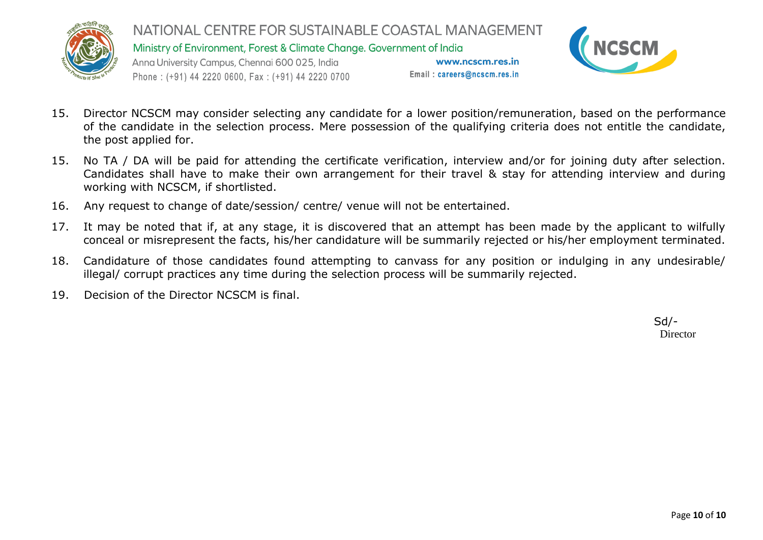15. Director NCSCM may consider selecting any candidate for a lower position/remuneration, based on the performance of the candidate in the selection process. Mere possession of the qualifying criteria does not entitle the candidate, the post applied for.

15. No TA / DA will be paid for attending the certificate verification, interview and/or for joining duty after selection. Candidates shall have to make their own arrangement for their travel & stay for attending interview and during working with NCSCM, if shortlisted.

16. Any request to change of date/session/ centre/ venue will not be entertained.

17. It may be noted that if, at any stage, it is discovered that an attempt has been made by the applicant to wilfully conceal or misrepresent the facts, his/her candidature will be summarily rejected or his/her employment terminated.

18. Candidature of those candidates found attempting to canvass for any position or indulging in any undesirable/ illegal/ corrupt practices any time during the selection process will be summarily rejected.

19. Decision of the Director NCSCM is final.

Sd/-
Director